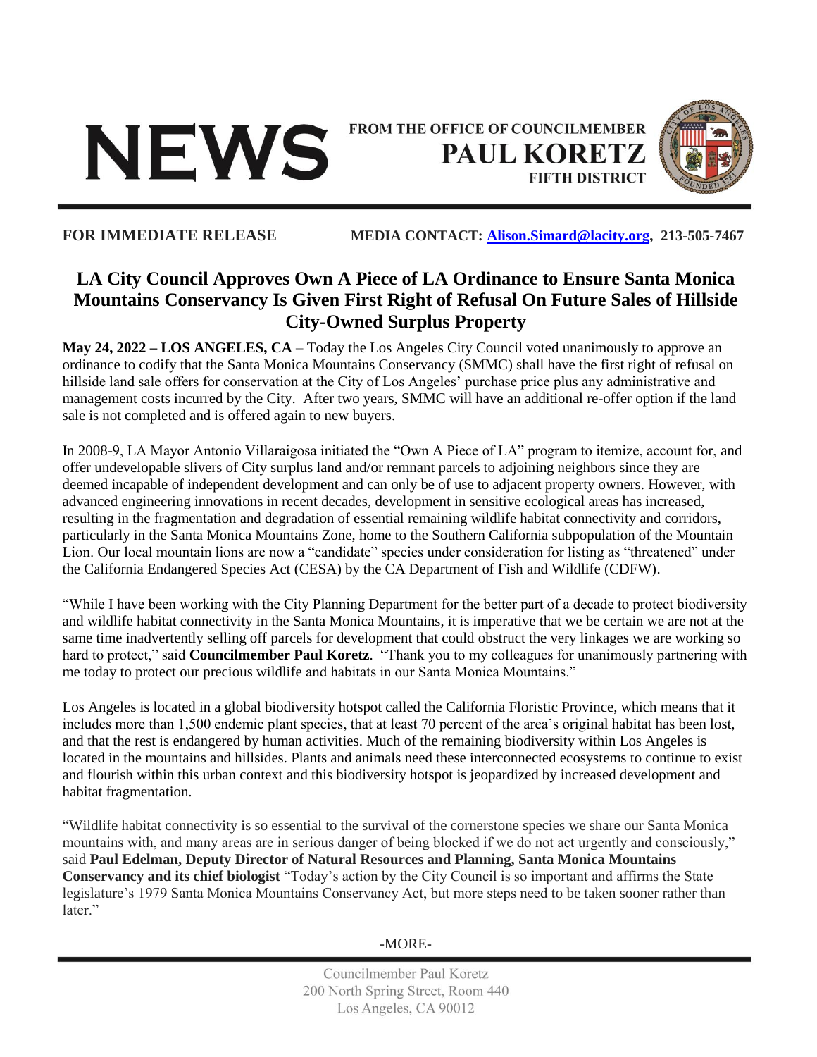# NEWS

**FROM THE OFFICE OF COUNCILMEMBER**
**PAUL KORETZ**
**FIFTH DISTRICT**

**FOR IMMEDIATE RELEASE** **MEDIA CONTACT: [Alison.Simard@lacity.org](mailto:Alison.Simard@lacity.org), 213-505-7467**

## LA City Council Approves Own A Piece of LA Ordinance to Ensure Santa Monica Mountains Conservancy Is Given First Right of Refusal On Future Sales of Hillside City-Owned Surplus Property

**May 24, 2022 – LOS ANGELES, CA** – Today the Los Angeles City Council voted unanimously to approve an ordinance to codify that the Santa Monica Mountains Conservancy (SMMC) shall have the first right of refusal on hillside land sale offers for conservation at the City of Los Angeles' purchase price plus any administrative and management costs incurred by the City. After two years, SMMC will have an additional re-offer option if the land sale is not completed and is offered again to new buyers.

In 2008-9, LA Mayor Antonio Villaraigosa initiated the "Own A Piece of LA" program to itemize, account for, and offer undevelopable slivers of City surplus land and/or remnant parcels to adjoining neighbors since they are deemed incapable of independent development and can only be of use to adjacent property owners. However, with advanced engineering innovations in recent decades, development in sensitive ecological areas has increased, resulting in the fragmentation and degradation of essential remaining wildlife habitat connectivity and corridors, particularly in the Santa Monica Mountains Zone, home to the Southern California subpopulation of the Mountain Lion. Our local mountain lions are now a "candidate" species under consideration for listing as "threatened" under the California Endangered Species Act (CESA) by the CA Department of Fish and Wildlife (CDFW).

"While I have been working with the City Planning Department for the better part of a decade to protect biodiversity and wildlife habitat connectivity in the Santa Monica Mountains, it is imperative that we be certain we are not at the same time inadvertently selling off parcels for development that could obstruct the very linkages we are working so hard to protect," said **Councilmember Paul Koretz**. "Thank you to my colleagues for unanimously partnering with me today to protect our precious wildlife and habitats in our Santa Monica Mountains."

Los Angeles is located in a global biodiversity hotspot called the California Floristic Province, which means that it includes more than 1,500 endemic plant species, that at least 70 percent of the area's original habitat has been lost, and that the rest is endangered by human activities. Much of the remaining biodiversity within Los Angeles is located in the mountains and hillsides. Plants and animals need these interconnected ecosystems to continue to exist and flourish within this urban context and this biodiversity hotspot is jeopardized by increased development and habitat fragmentation.

"Wildlife habitat connectivity is so essential to the survival of the cornerstone species we share our Santa Monica mountains with, and many areas are in serious danger of being blocked if we do not act urgently and consciously," said **Paul Edelman, Deputy Director of Natural Resources and Planning, Santa Monica Mountains Conservancy and its chief biologist** "Today's action by the City Council is so important and affirms the State legislature's 1979 Santa Monica Mountains Conservancy Act, but more steps need to be taken sooner rather than later."

-MORE-

Councilmember Paul Koretz
200 North Spring Street, Room 440
Los Angeles, CA 90012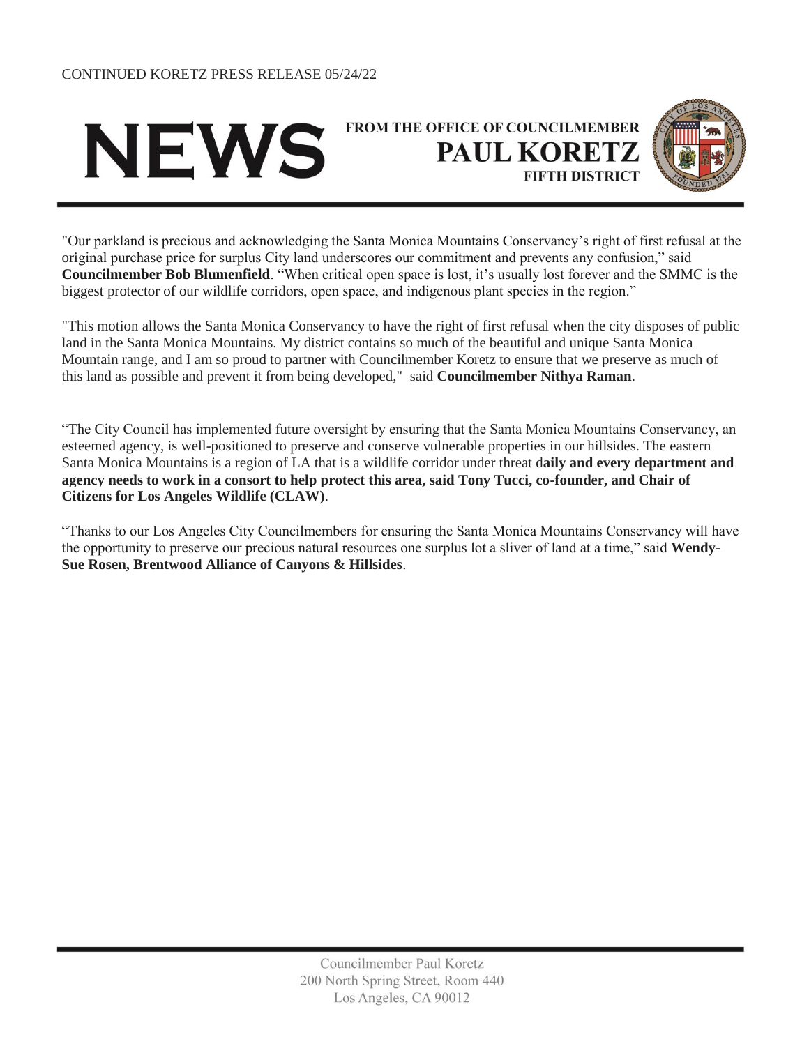CONTINUED KORETZ PRESS RELEASE 05/24/22

# NEWS

**FROM THE OFFICE OF COUNCILMEMBER**
**PAUL KORETZ**
**FIFTH DISTRICT**

"Our parkland is precious and acknowledging the Santa Monica Mountains Conservancy's right of first refusal at the original purchase price for surplus City land underscores our commitment and prevents any confusion," said **Councilmember Bob Blumenfield**. "When critical open space is lost, it's usually lost forever and the SMMC is the biggest protector of our wildlife corridors, open space, and indigenous plant species in the region."

"This motion allows the Santa Monica Conservancy to have the right of first refusal when the city disposes of public land in the Santa Monica Mountains. My district contains so much of the beautiful and unique Santa Monica Mountain range, and I am so proud to partner with Councilmember Koretz to ensure that we preserve as much of this land as possible and prevent it from being developed," said **Councilmember Nithya Raman**.

"The City Council has implemented future oversight by ensuring that the Santa Monica Mountains Conservancy, an esteemed agency, is well-positioned to preserve and conserve vulnerable properties in our hillsides. The eastern Santa Monica Mountains is a region of LA that is a wildlife corridor under threat d**aily and every department and agency needs to work in a consort to help protect this area, said Tony Tucci, co-founder, and Chair of Citizens for Los Angeles Wildlife (CLAW)**.

"Thanks to our Los Angeles City Councilmembers for ensuring the Santa Monica Mountains Conservancy will have the opportunity to preserve our precious natural resources one surplus lot a sliver of land at a time," said **Wendy-Sue Rosen, Brentwood Alliance of Canyons & Hillsides**.

Councilmember Paul Koretz
200 North Spring Street, Room 440
Los Angeles, CA 90012